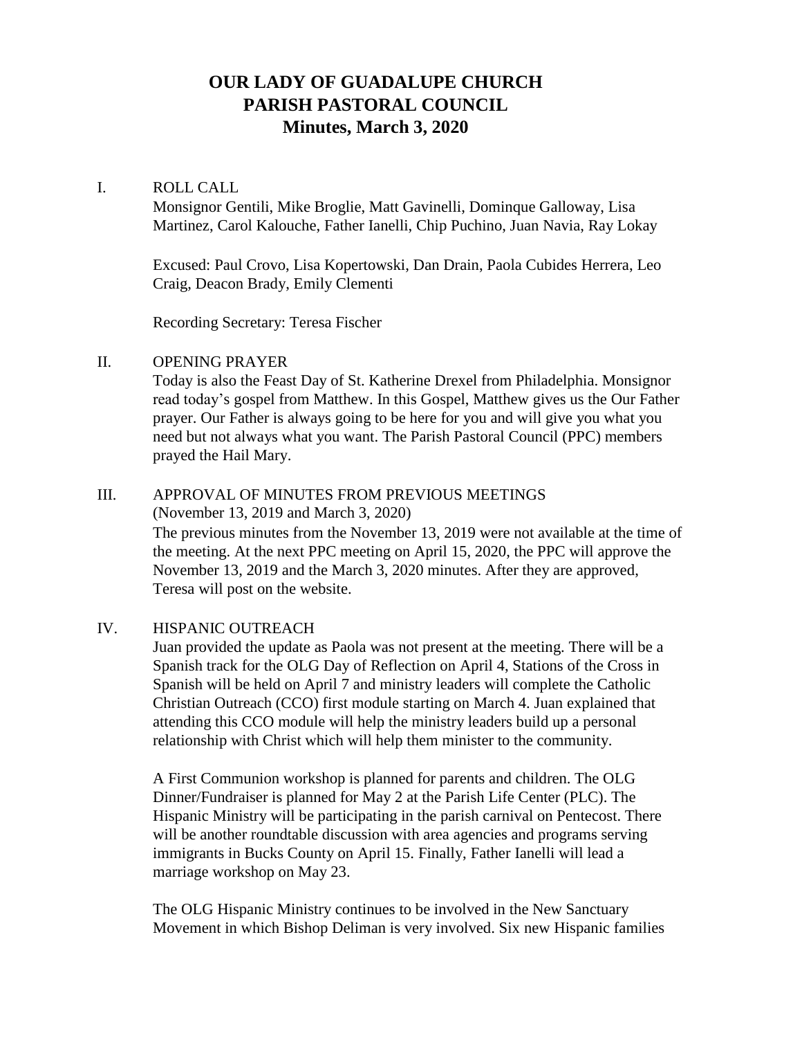# OUR LADY OF GUADALUPE CHURCH
# PARISH PASTORAL COUNCIL
# Minutes, March 3, 2020

## I. ROLL CALL

Monsignor Gentili, Mike Broglie, Matt Gavinelli, Dominque Galloway, Lisa Martinez, Carol Kalouche, Father Ianelli, Chip Puchino, Juan Navia, Ray Lokay

Excused: Paul Crovo, Lisa Kopertowski, Dan Drain, Paola Cubides Herrera, Leo Craig, Deacon Brady, Emily Clementi

Recording Secretary: Teresa Fischer

## II. OPENING PRAYER

Today is also the Feast Day of St. Katherine Drexel from Philadelphia. Monsignor read today's gospel from Matthew. In this Gospel, Matthew gives us the Our Father prayer. Our Father is always going to be here for you and will give you what you need but not always what you want. The Parish Pastoral Council (PPC) members prayed the Hail Mary.

## III. APPROVAL OF MINUTES FROM PREVIOUS MEETINGS

(November 13, 2019 and March 3, 2020)

The previous minutes from the November 13, 2019 were not available at the time of the meeting. At the next PPC meeting on April 15, 2020, the PPC will approve the November 13, 2019 and the March 3, 2020 minutes. After they are approved, Teresa will post on the website.

## IV. HISPANIC OUTREACH

Juan provided the update as Paola was not present at the meeting. There will be a Spanish track for the OLG Day of Reflection on April 4, Stations of the Cross in Spanish will be held on April 7 and ministry leaders will complete the Catholic Christian Outreach (CCO) first module starting on March 4. Juan explained that attending this CCO module will help the ministry leaders build up a personal relationship with Christ which will help them minister to the community.

A First Communion workshop is planned for parents and children. The OLG Dinner/Fundraiser is planned for May 2 at the Parish Life Center (PLC). The Hispanic Ministry will be participating in the parish carnival on Pentecost. There will be another roundtable discussion with area agencies and programs serving immigrants in Bucks County on April 15. Finally, Father Ianelli will lead a marriage workshop on May 23.

The OLG Hispanic Ministry continues to be involved in the New Sanctuary Movement in which Bishop Deliman is very involved. Six new Hispanic families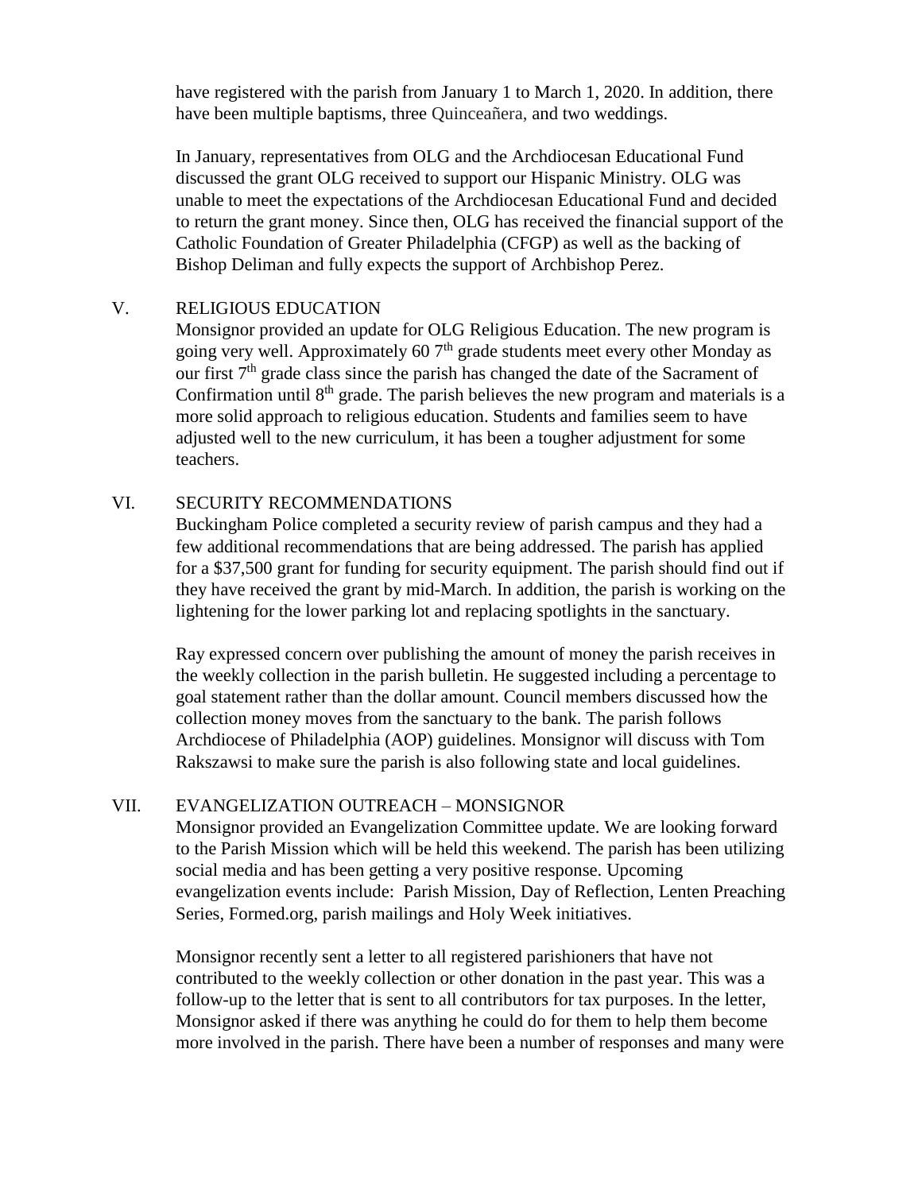have registered with the parish from January 1 to March 1, 2020. In addition, there have been multiple baptisms, three Quinceañera, and two weddings.

In January, representatives from OLG and the Archdiocesan Educational Fund discussed the grant OLG received to support our Hispanic Ministry. OLG was unable to meet the expectations of the Archdiocesan Educational Fund and decided to return the grant money. Since then, OLG has received the financial support of the Catholic Foundation of Greater Philadelphia (CFGP) as well as the backing of Bishop Deliman and fully expects the support of Archbishop Perez.

## V. RELIGIOUS EDUCATION

Monsignor provided an update for OLG Religious Education. The new program is going very well. Approximately 60 7th grade students meet every other Monday as our first 7th grade class since the parish has changed the date of the Sacrament of Confirmation until 8th grade. The parish believes the new program and materials is a more solid approach to religious education. Students and families seem to have adjusted well to the new curriculum, it has been a tougher adjustment for some teachers.

## VI. SECURITY RECOMMENDATIONS

Buckingham Police completed a security review of parish campus and they had a few additional recommendations that are being addressed. The parish has applied for a $37,500 grant for funding for security equipment. The parish should find out if they have received the grant by mid-March. In addition, the parish is working on the lightening for the lower parking lot and replacing spotlights in the sanctuary.

Ray expressed concern over publishing the amount of money the parish receives in the weekly collection in the parish bulletin. He suggested including a percentage to goal statement rather than the dollar amount. Council members discussed how the collection money moves from the sanctuary to the bank. The parish follows Archdiocese of Philadelphia (AOP) guidelines. Monsignor will discuss with Tom Rakszawsi to make sure the parish is also following state and local guidelines.

## VII. EVANGELIZATION OUTREACH – MONSIGNOR

Monsignor provided an Evangelization Committee update. We are looking forward to the Parish Mission which will be held this weekend. The parish has been utilizing social media and has been getting a very positive response. Upcoming evangelization events include: Parish Mission, Day of Reflection, Lenten Preaching Series, Formed.org, parish mailings and Holy Week initiatives.

Monsignor recently sent a letter to all registered parishioners that have not contributed to the weekly collection or other donation in the past year. This was a follow-up to the letter that is sent to all contributors for tax purposes. In the letter, Monsignor asked if there was anything he could do for them to help them become more involved in the parish. There have been a number of responses and many were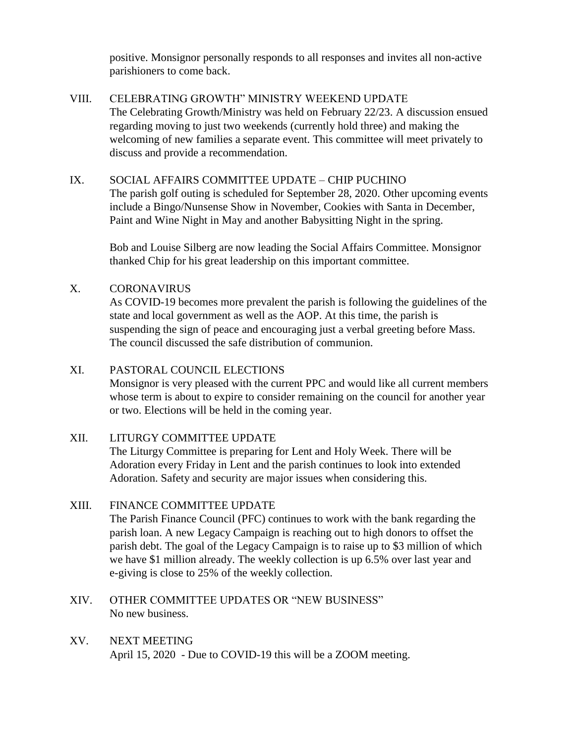positive. Monsignor personally responds to all responses and invites all non-active parishioners to come back.

## VIII. CELEBRATING GROWTH" MINISTRY WEEKEND UPDATE

The Celebrating Growth/Ministry was held on February 22/23. A discussion ensued regarding moving to just two weekends (currently hold three) and making the welcoming of new families a separate event. This committee will meet privately to discuss and provide a recommendation.

## IX. SOCIAL AFFAIRS COMMITTEE UPDATE – CHIP PUCHINO

The parish golf outing is scheduled for September 28, 2020. Other upcoming events include a Bingo/Nunsense Show in November, Cookies with Santa in December, Paint and Wine Night in May and another Babysitting Night in the spring.

Bob and Louise Silberg are now leading the Social Affairs Committee. Monsignor thanked Chip for his great leadership on this important committee.

## X. CORONAVIRUS

As COVID-19 becomes more prevalent the parish is following the guidelines of the state and local government as well as the AOP. At this time, the parish is suspending the sign of peace and encouraging just a verbal greeting before Mass. The council discussed the safe distribution of communion.

## XI. PASTORAL COUNCIL ELECTIONS

Monsignor is very pleased with the current PPC and would like all current members whose term is about to expire to consider remaining on the council for another year or two. Elections will be held in the coming year.

## XII. LITURGY COMMITTEE UPDATE

The Liturgy Committee is preparing for Lent and Holy Week. There will be Adoration every Friday in Lent and the parish continues to look into extended Adoration. Safety and security are major issues when considering this.

## XIII. FINANCE COMMITTEE UPDATE

The Parish Finance Council (PFC) continues to work with the bank regarding the parish loan. A new Legacy Campaign is reaching out to high donors to offset the parish debt. The goal of the Legacy Campaign is to raise up to $3 million of which we have $1 million already. The weekly collection is up 6.5% over last year and e-giving is close to 25% of the weekly collection.

## XIV. OTHER COMMITTEE UPDATES OR "NEW BUSINESS"

No new business.

## XV. NEXT MEETING

April 15, 2020 - Due to COVID-19 this will be a ZOOM meeting.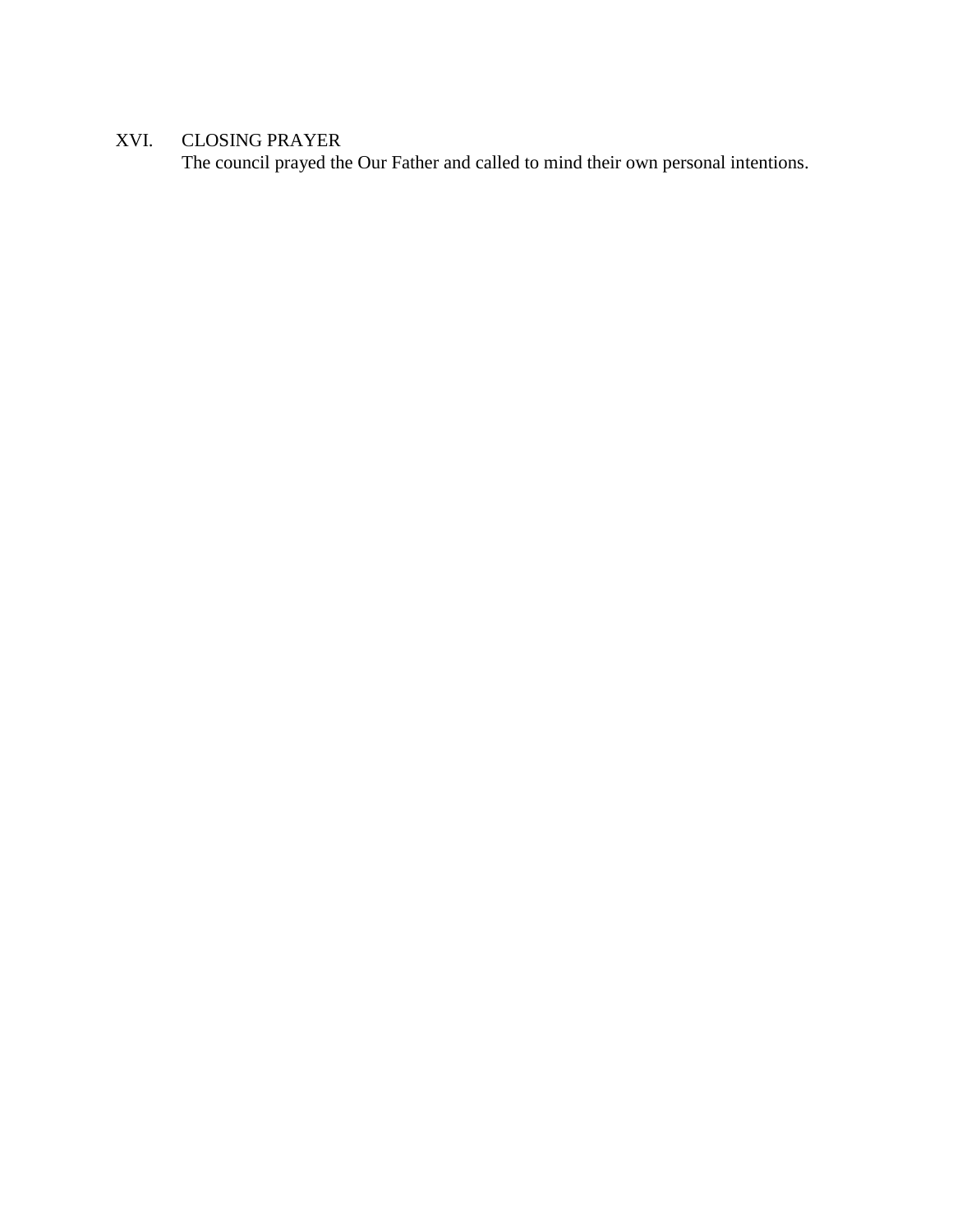XVI. CLOSING PRAYER

The council prayed the Our Father and called to mind their own personal intentions.